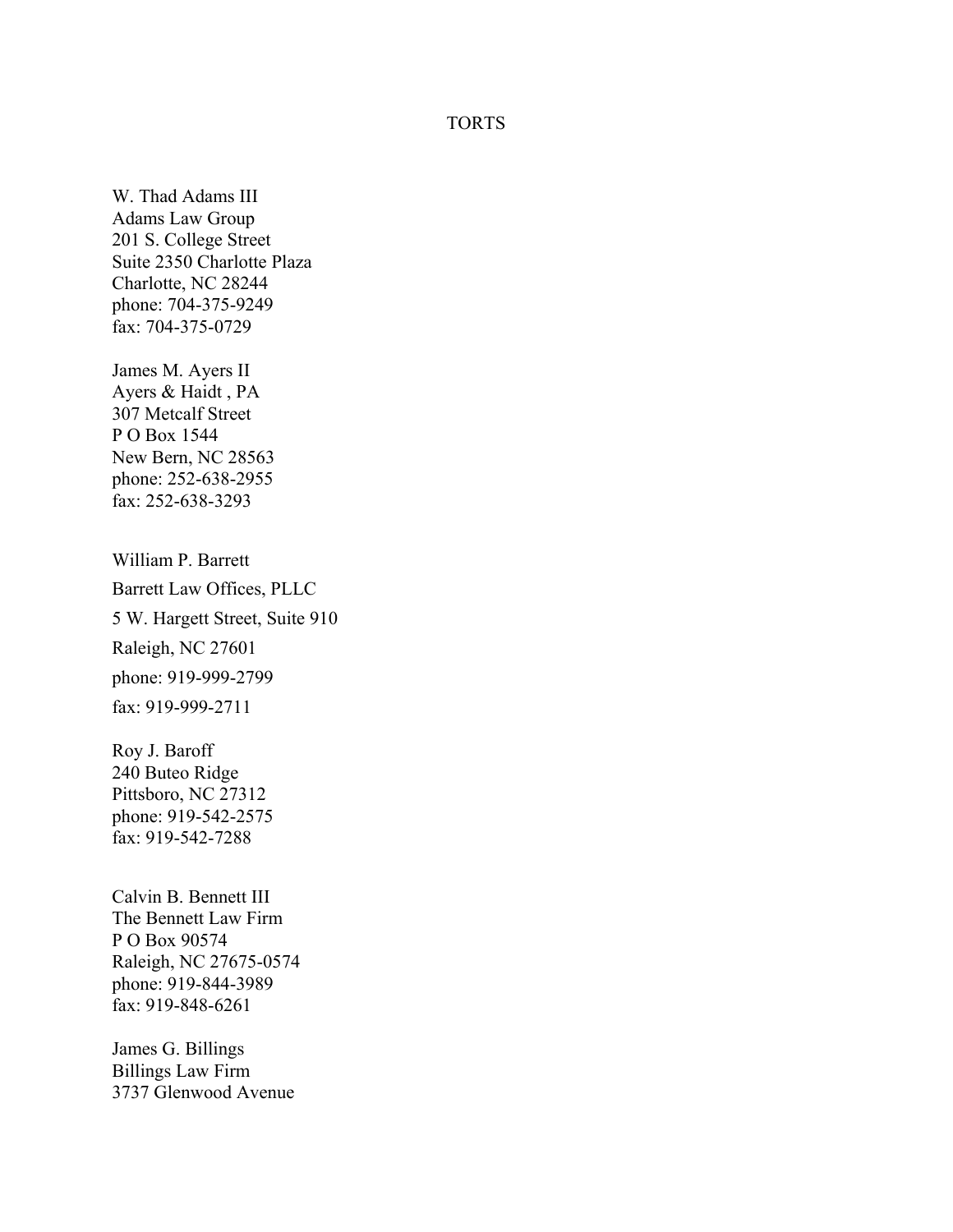# TORTS

W. Thad Adams III
Adams Law Group
201 S. College Street
Suite 2350 Charlotte Plaza
Charlotte, NC 28244
phone: 704-375-9249
fax: 704-375-0729

James M. Ayers II
Ayers & Haidt , PA
307 Metcalf Street
P O Box 1544
New Bern, NC 28563
phone: 252-638-2955
fax: 252-638-3293

William P. Barrett
Barrett Law Offices, PLLC
5 W. Hargett Street, Suite 910
Raleigh, NC 27601
phone: 919-999-2799
fax: 919-999-2711

Roy J. Baroff
240 Buteo Ridge
Pittsboro, NC 27312
phone: 919-542-2575
fax: 919-542-7288

Calvin B. Bennett III
The Bennett Law Firm
P O Box 90574
Raleigh, NC 27675-0574
phone: 919-844-3989
fax: 919-848-6261

James G. Billings
Billings Law Firm
3737 Glenwood Avenue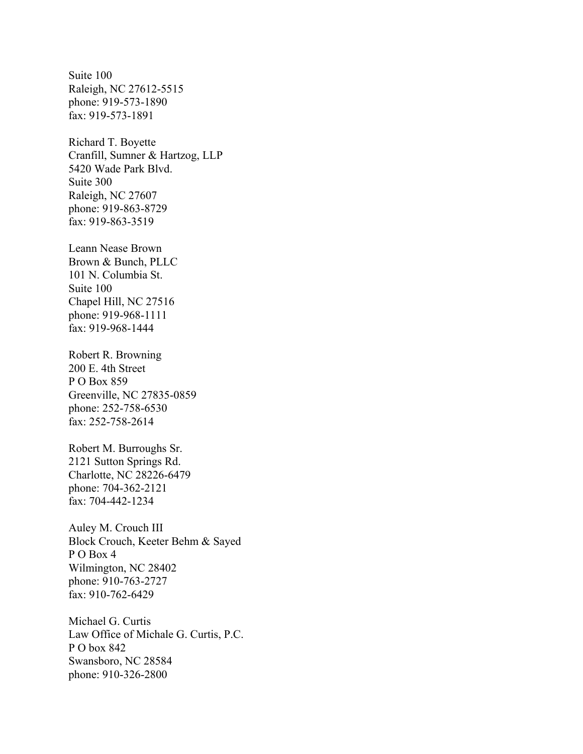Suite 100
Raleigh, NC 27612-5515
phone: 919-573-1890
fax: 919-573-1891

Richard T. Boyette
Cranfill, Sumner & Hartzog, LLP
5420 Wade Park Blvd.
Suite 300
Raleigh, NC 27607
phone: 919-863-8729
fax: 919-863-3519

Leann Nease Brown
Brown & Bunch, PLLC
101 N. Columbia St.
Suite 100
Chapel Hill, NC 27516
phone: 919-968-1111
fax: 919-968-1444

Robert R. Browning
200 E. 4th Street
P O Box 859
Greenville, NC 27835-0859
phone: 252-758-6530
fax: 252-758-2614

Robert M. Burroughs Sr.
2121 Sutton Springs Rd.
Charlotte, NC 28226-6479
phone: 704-362-2121
fax: 704-442-1234

Auley M. Crouch III
Block Crouch, Keeter Behm & Sayed
P O Box 4
Wilmington, NC 28402
phone: 910-763-2727
fax: 910-762-6429

Michael G. Curtis
Law Office of Michale G. Curtis, P.C.
P O box 842
Swansboro, NC 28584
phone: 910-326-2800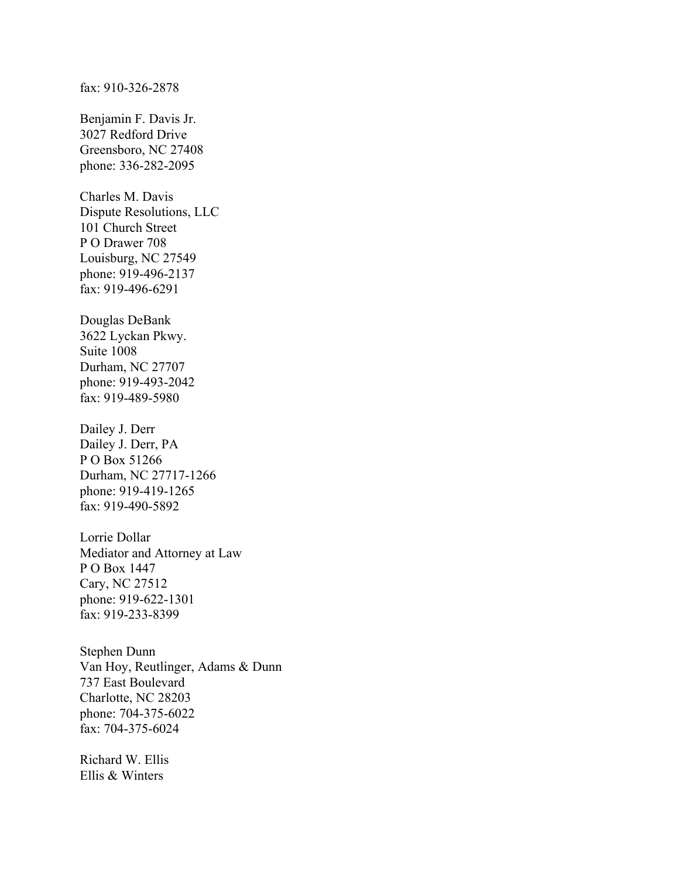fax: 910-326-2878

Benjamin F. Davis Jr.
3027 Redford Drive
Greensboro, NC 27408
phone: 336-282-2095

Charles M. Davis
Dispute Resolutions, LLC
101 Church Street
P O Drawer 708
Louisburg, NC 27549
phone: 919-496-2137
fax: 919-496-6291

Douglas DeBank
3622 Lyckan Pkwy.
Suite 1008
Durham, NC 27707
phone: 919-493-2042
fax: 919-489-5980

Dailey J. Derr
Dailey J. Derr, PA
P O Box 51266
Durham, NC 27717-1266
phone: 919-419-1265
fax: 919-490-5892

Lorrie Dollar
Mediator and Attorney at Law
P O Box 1447
Cary, NC 27512
phone: 919-622-1301
fax: 919-233-8399

Stephen Dunn
Van Hoy, Reutlinger, Adams & Dunn
737 East Boulevard
Charlotte, NC 28203
phone: 704-375-6022
fax: 704-375-6024

Richard W. Ellis
Ellis & Winters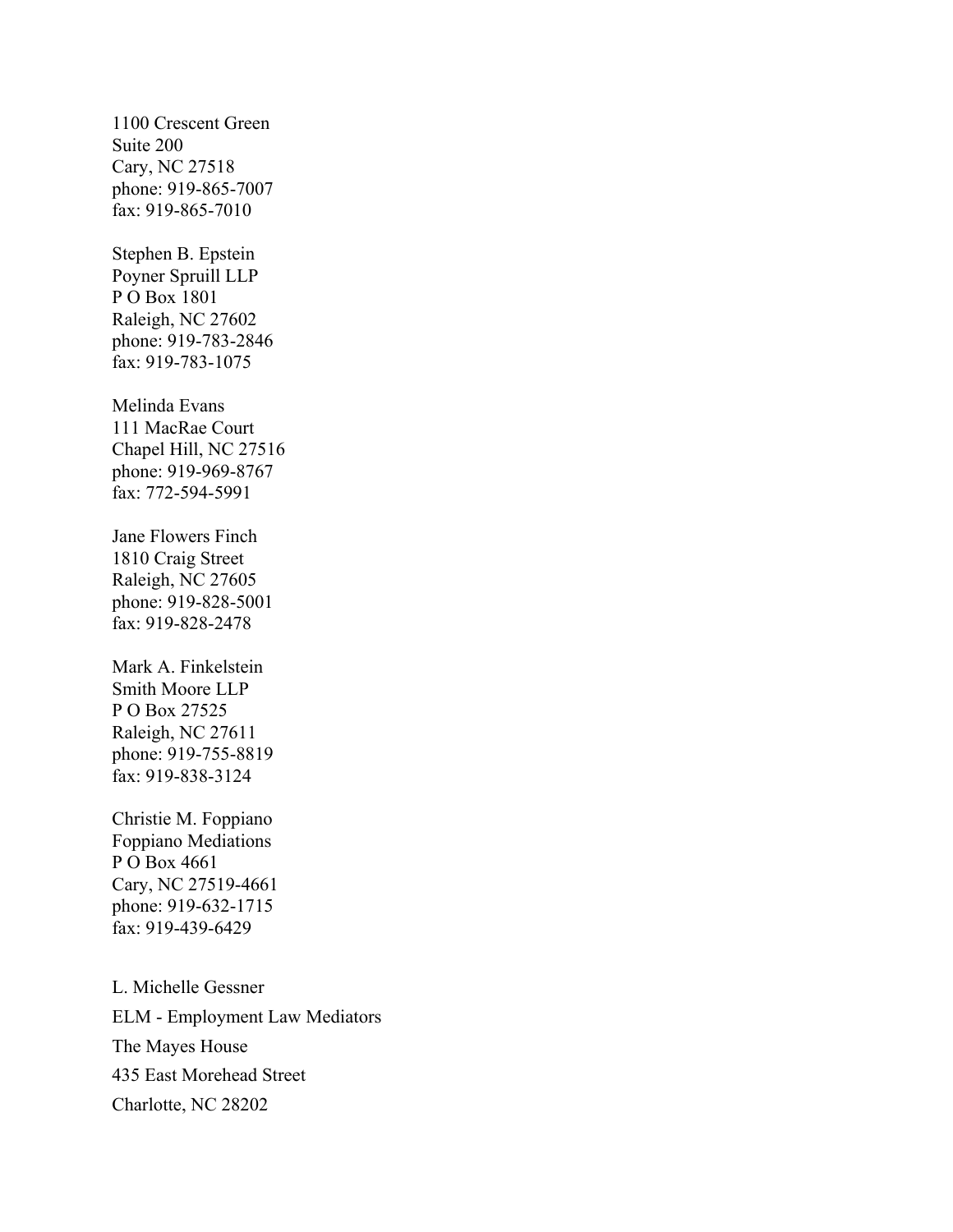1100 Crescent Green
Suite 200
Cary, NC 27518
phone: 919-865-7007
fax: 919-865-7010

Stephen B. Epstein
Poyner Spruill LLP
P O Box 1801
Raleigh, NC 27602
phone: 919-783-2846
fax: 919-783-1075

Melinda Evans
111 MacRae Court
Chapel Hill, NC 27516
phone: 919-969-8767
fax: 772-594-5991

Jane Flowers Finch
1810 Craig Street
Raleigh, NC 27605
phone: 919-828-5001
fax: 919-828-2478

Mark A. Finkelstein
Smith Moore LLP
P O Box 27525
Raleigh, NC 27611
phone: 919-755-8819
fax: 919-838-3124

Christie M. Foppiano
Foppiano Mediations
P O Box 4661
Cary, NC 27519-4661
phone: 919-632-1715
fax: 919-439-6429

L. Michelle Gessner
ELM - Employment Law Mediators
The Mayes House
435 East Morehead Street
Charlotte, NC 28202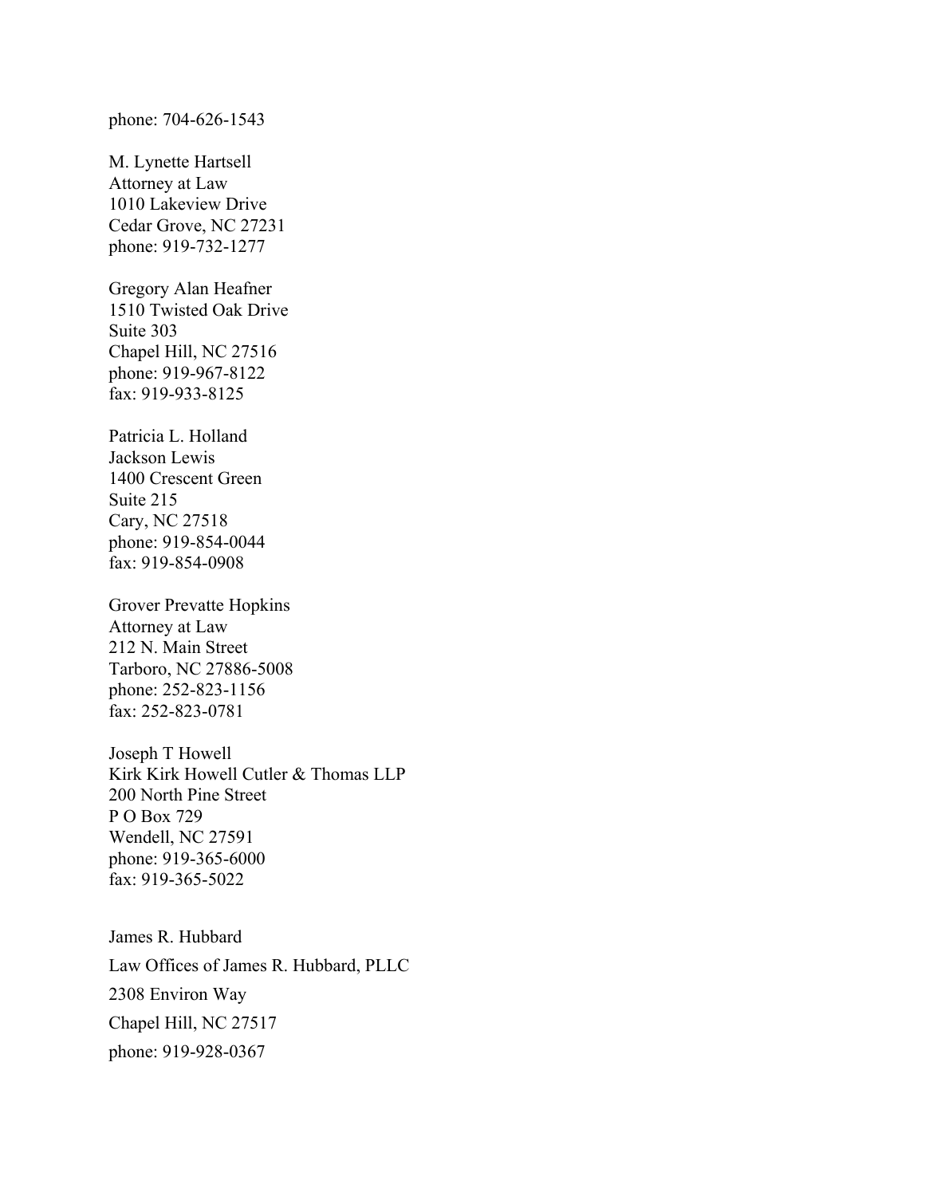phone: 704-626-1543

M. Lynette Hartsell
Attorney at Law
1010 Lakeview Drive
Cedar Grove, NC 27231
phone: 919-732-1277

Gregory Alan Heafner
1510 Twisted Oak Drive
Suite 303
Chapel Hill, NC 27516
phone: 919-967-8122
fax: 919-933-8125

Patricia L. Holland
Jackson Lewis
1400 Crescent Green
Suite 215
Cary, NC 27518
phone: 919-854-0044
fax: 919-854-0908

Grover Prevatte Hopkins
Attorney at Law
212 N. Main Street
Tarboro, NC 27886-5008
phone: 252-823-1156
fax: 252-823-0781

Joseph T Howell
Kirk Kirk Howell Cutler & Thomas LLP
200 North Pine Street
P O Box 729
Wendell, NC 27591
phone: 919-365-6000
fax: 919-365-5022

James R. Hubbard
Law Offices of James R. Hubbard, PLLC
2308 Environ Way
Chapel Hill, NC 27517
phone: 919-928-0367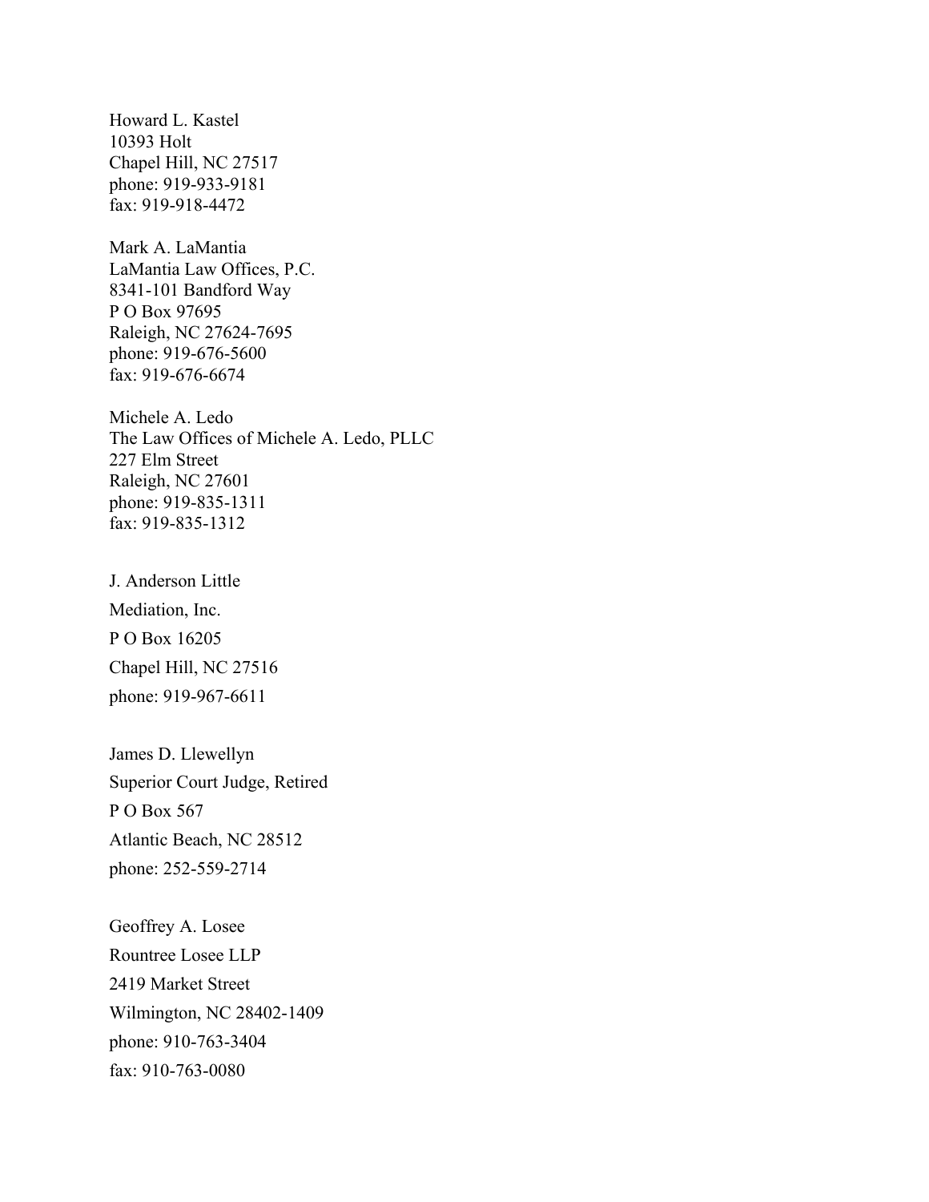Howard L. Kastel
10393 Holt
Chapel Hill, NC 27517
phone: 919-933-9181
fax: 919-918-4472

Mark A. LaMantia
LaMantia Law Offices, P.C.
8341-101 Bandford Way
P O Box 97695
Raleigh, NC 27624-7695
phone: 919-676-5600
fax: 919-676-6674

Michele A. Ledo
The Law Offices of Michele A. Ledo, PLLC
227 Elm Street
Raleigh, NC 27601
phone: 919-835-1311
fax: 919-835-1312

J. Anderson Little
Mediation, Inc.
P O Box 16205
Chapel Hill, NC 27516
phone: 919-967-6611

James D. Llewellyn
Superior Court Judge, Retired
P O Box 567
Atlantic Beach, NC 28512
phone: 252-559-2714

Geoffrey A. Losee
Rountree Losee LLP
2419 Market Street
Wilmington, NC 28402-1409
phone: 910-763-3404
fax: 910-763-0080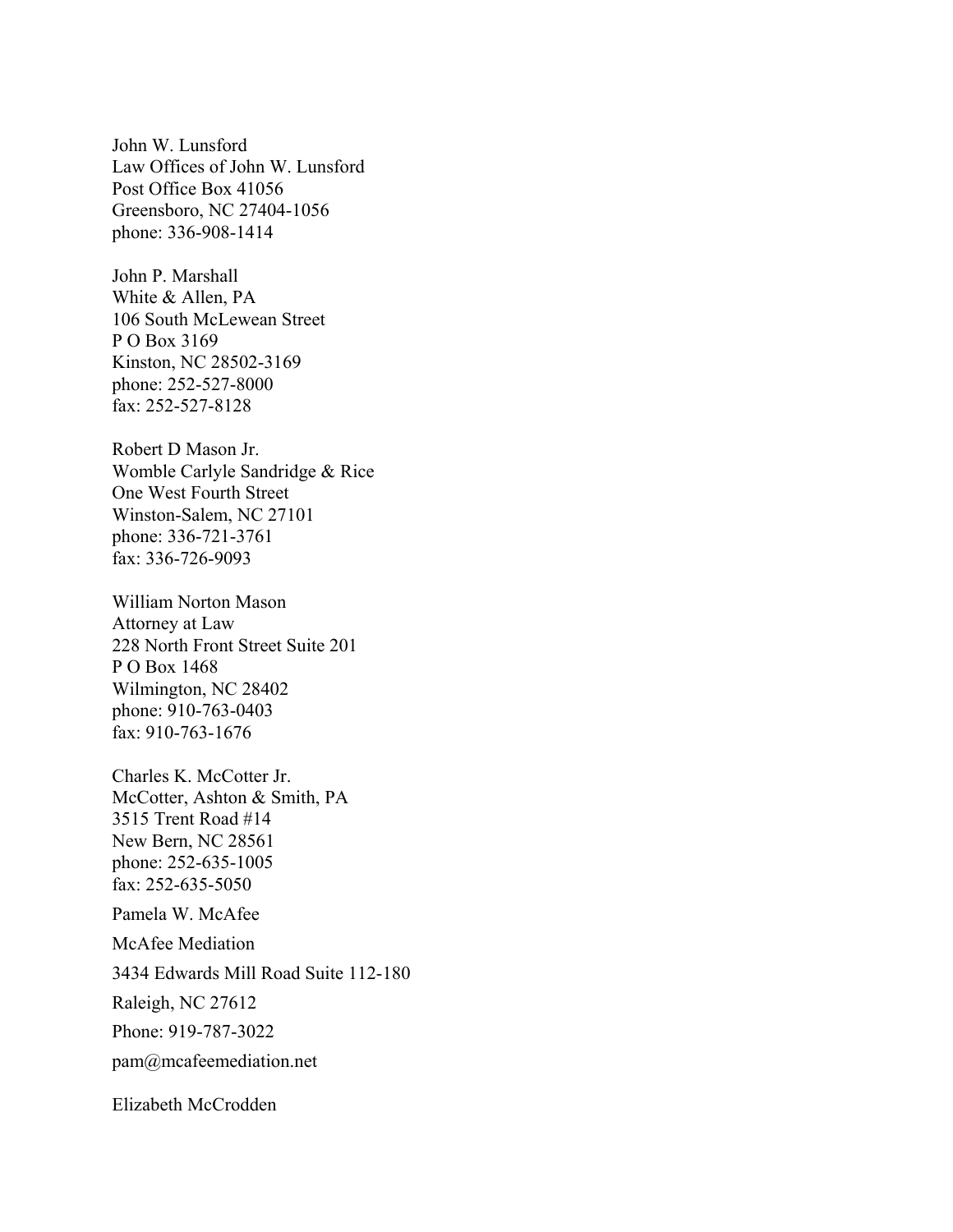John W. Lunsford
Law Offices of John W. Lunsford
Post Office Box 41056
Greensboro, NC 27404-1056
phone: 336-908-1414

John P. Marshall
White & Allen, PA
106 South McLewean Street
P O Box 3169
Kinston, NC 28502-3169
phone: 252-527-8000
fax: 252-527-8128

Robert D Mason Jr.
Womble Carlyle Sandridge & Rice
One West Fourth Street
Winston-Salem, NC 27101
phone: 336-721-3761
fax: 336-726-9093

William Norton Mason
Attorney at Law
228 North Front Street Suite 201
P O Box 1468
Wilmington, NC 28402
phone: 910-763-0403
fax: 910-763-1676

Charles K. McCotter Jr.
McCotter, Ashton & Smith, PA
3515 Trent Road #14
New Bern, NC 28561
phone: 252-635-1005
fax: 252-635-5050

Pamela W. McAfee

McAfee Mediation

3434 Edwards Mill Road Suite 112-180

Raleigh, NC 27612

Phone: 919-787-3022

pam@mcafeemediation.net

Elizabeth McCrodden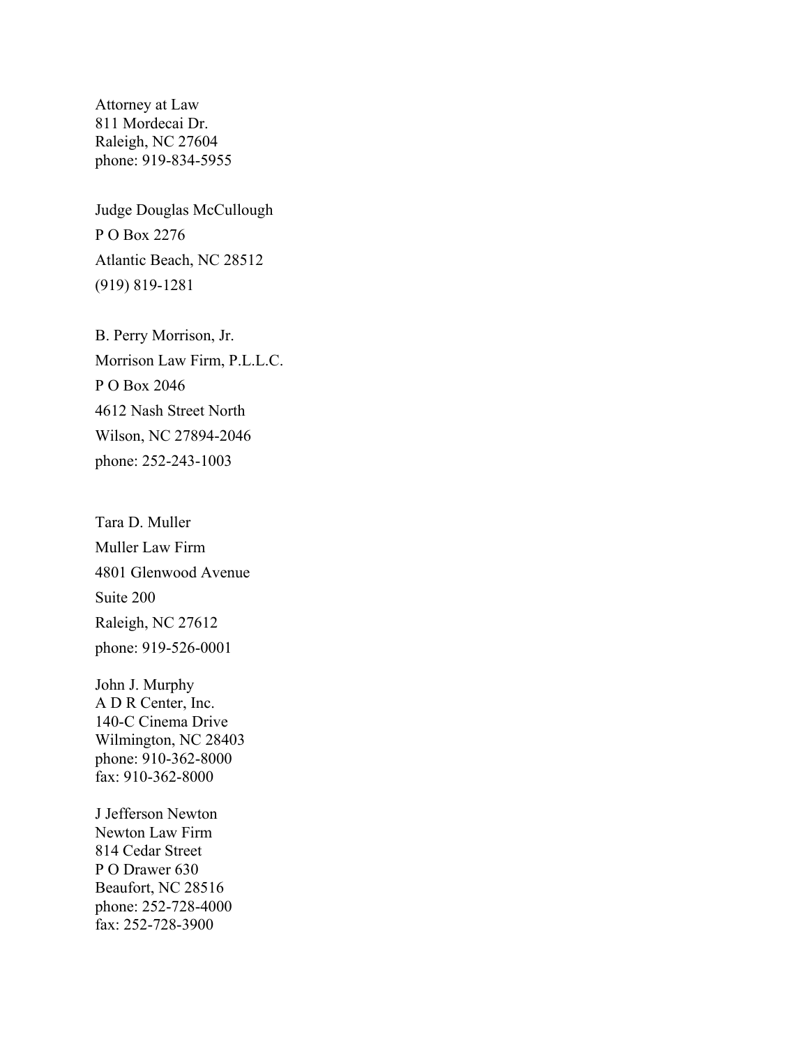Attorney at Law
811 Mordecai Dr.
Raleigh, NC 27604
phone: 919-834-5955

Judge Douglas McCullough
P O Box 2276
Atlantic Beach, NC 28512
(919) 819-1281

B. Perry Morrison, Jr.
Morrison Law Firm, P.L.L.C.
P O Box 2046
4612 Nash Street North
Wilson, NC 27894-2046
phone: 252-243-1003

Tara D. Muller
Muller Law Firm
4801 Glenwood Avenue
Suite 200
Raleigh, NC 27612
phone: 919-526-0001

John J. Murphy
A D R Center, Inc.
140-C Cinema Drive
Wilmington, NC 28403
phone: 910-362-8000
fax: 910-362-8000

J Jefferson Newton
Newton Law Firm
814 Cedar Street
P O Drawer 630
Beaufort, NC 28516
phone: 252-728-4000
fax: 252-728-3900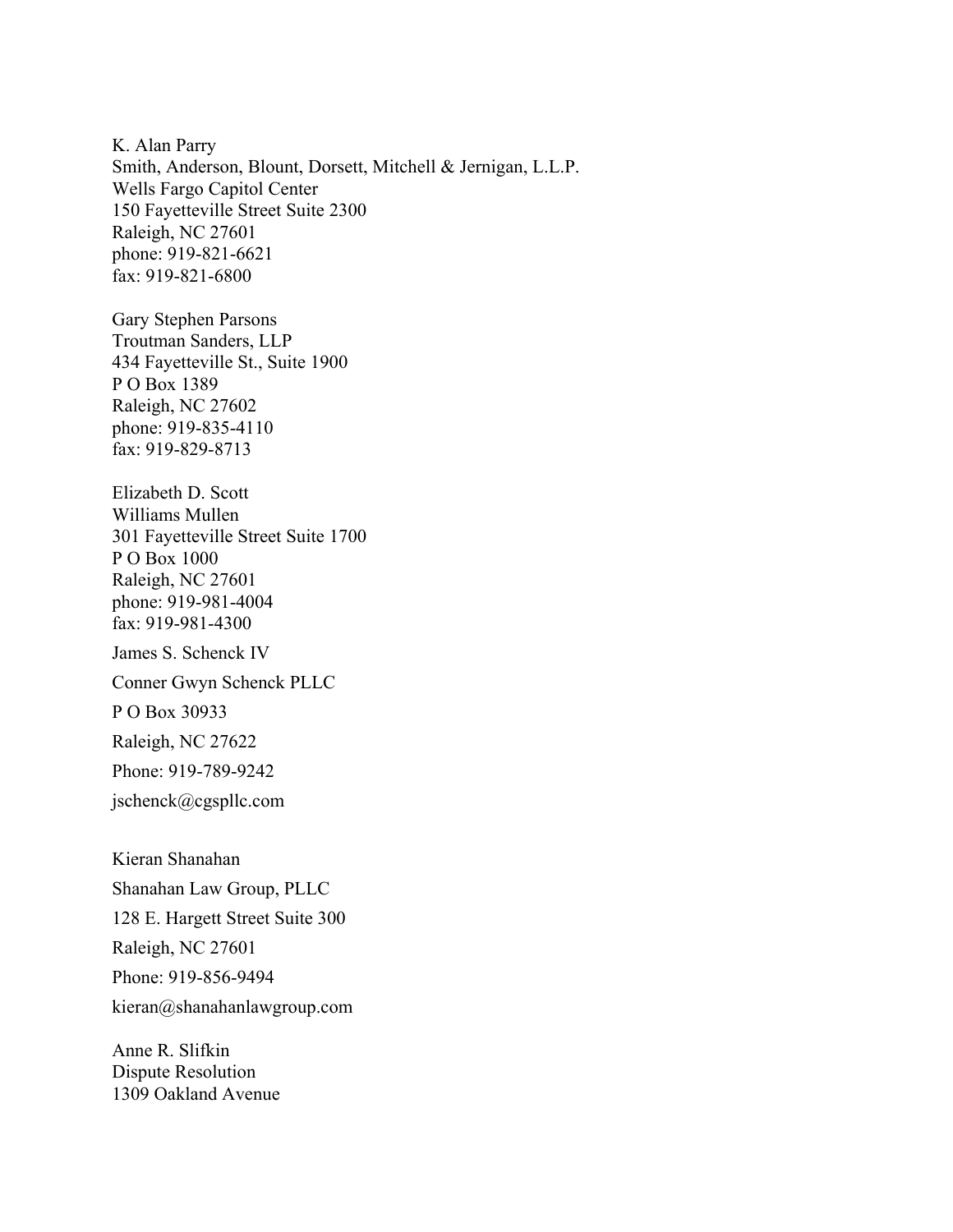K. Alan Parry
Smith, Anderson, Blount, Dorsett, Mitchell & Jernigan, L.L.P.
Wells Fargo Capitol Center
150 Fayetteville Street Suite 2300
Raleigh, NC 27601
phone: 919-821-6621
fax: 919-821-6800

Gary Stephen Parsons
Troutman Sanders, LLP
434 Fayetteville St., Suite 1900
P O Box 1389
Raleigh, NC 27602
phone: 919-835-4110
fax: 919-829-8713

Elizabeth D. Scott
Williams Mullen
301 Fayetteville Street Suite 1700
P O Box 1000
Raleigh, NC 27601
phone: 919-981-4004
fax: 919-981-4300

James S. Schenck IV
Conner Gwyn Schenck PLLC
P O Box 30933
Raleigh, NC 27622
Phone: 919-789-9242
jschenck@cgspllc.com

Kieran Shanahan
Shanahan Law Group, PLLC
128 E. Hargett Street Suite 300
Raleigh, NC 27601
Phone: 919-856-9494
kieran@shanahanlawgroup.com

Anne R. Slifkin
Dispute Resolution
1309 Oakland Avenue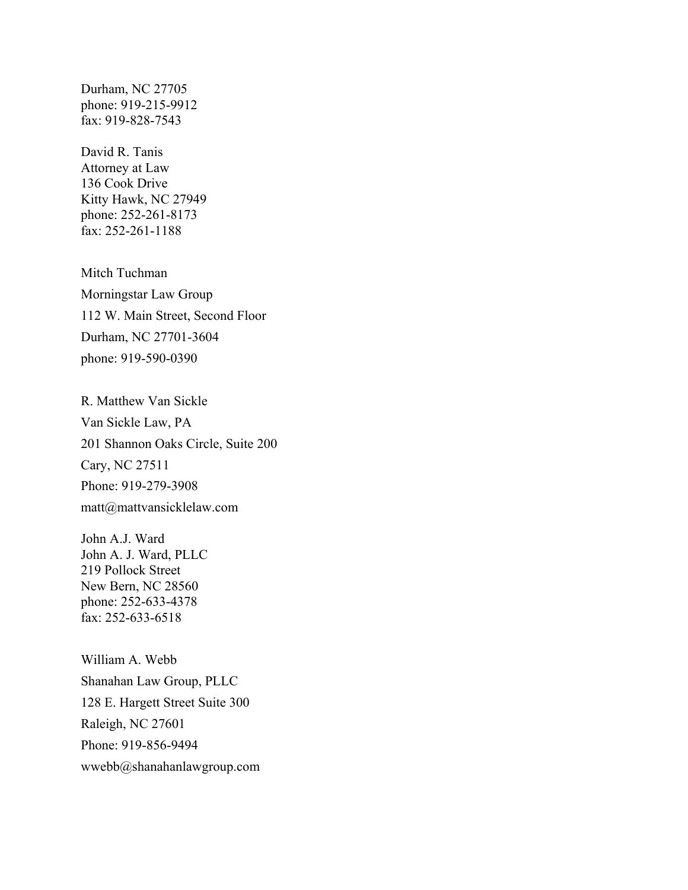Durham, NC 27705  
phone: 919-215-9912  
fax: 919-828-7543

David R. Tanis  
Attorney at Law  
136 Cook Drive  
Kitty Hawk, NC 27949  
phone: 252-261-8173  
fax: 252-261-1188

Mitch Tuchman  
Morningstar Law Group  
112 W. Main Street, Second Floor  
Durham, NC 27701-3604  
phone: 919-590-0390

R. Matthew Van Sickle  
Van Sickle Law, PA  
201 Shannon Oaks Circle, Suite 200  
Cary, NC 27511  
Phone: 919-279-3908  
matt@mattvansicklelaw.com

John A.J. Ward  
John A. J. Ward, PLLC  
219 Pollock Street  
New Bern, NC 28560  
phone: 252-633-4378  
fax: 252-633-6518

William A. Webb  
Shanahan Law Group, PLLC  
128 E. Hargett Street Suite 300  
Raleigh, NC 27601  
Phone: 919-856-9494  
wwebb@shanahanlawgroup.com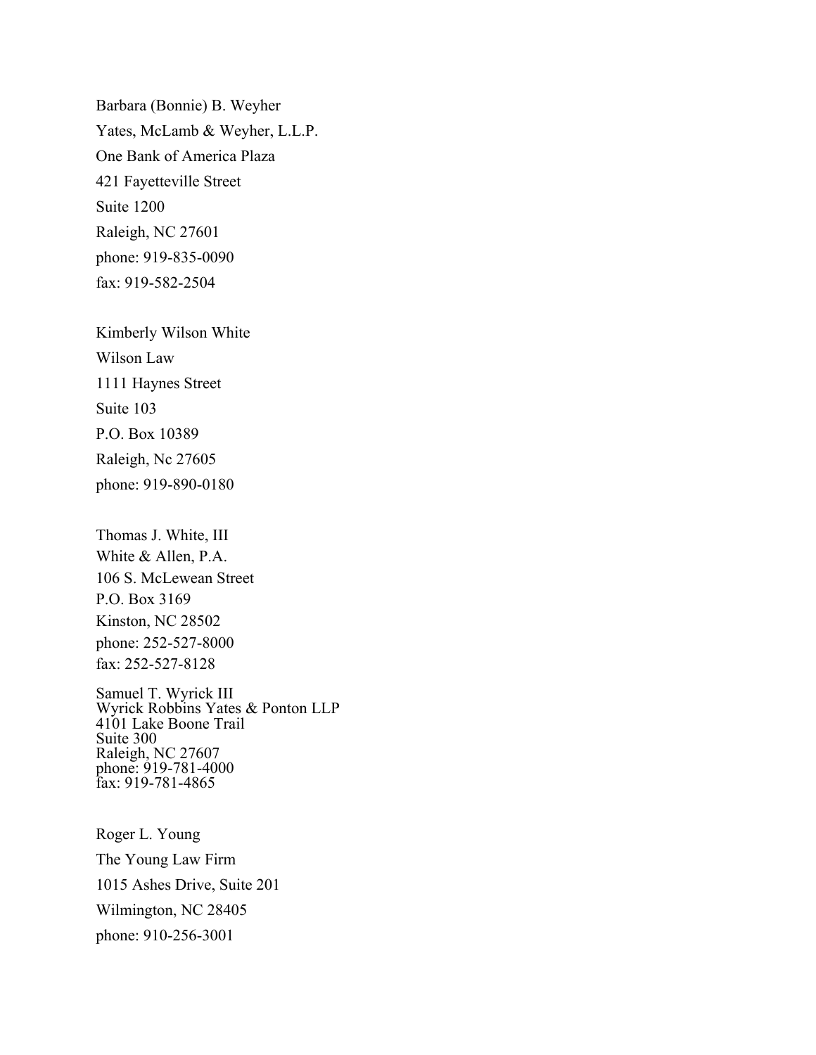Barbara (Bonnie) B. Weyher
Yates, McLamb & Weyher, L.L.P.
One Bank of America Plaza
421 Fayetteville Street
Suite 1200
Raleigh, NC 27601
phone: 919-835-0090
fax: 919-582-2504

Kimberly Wilson White
Wilson Law
1111 Haynes Street
Suite 103
P.O. Box 10389
Raleigh, Nc 27605
phone: 919-890-0180

Thomas J. White, III
White & Allen, P.A.
106 S. McLewean Street
P.O. Box 3169
Kinston, NC 28502
phone: 252-527-8000
fax: 252-527-8128

Samuel T. Wyrick III
Wyrick Robbins Yates & Ponton LLP
4101 Lake Boone Trail
Suite 300
Raleigh, NC 27607
phone: 919-781-4000
fax: 919-781-4865

Roger L. Young
The Young Law Firm
1015 Ashes Drive, Suite 201
Wilmington, NC 28405
phone: 910-256-3001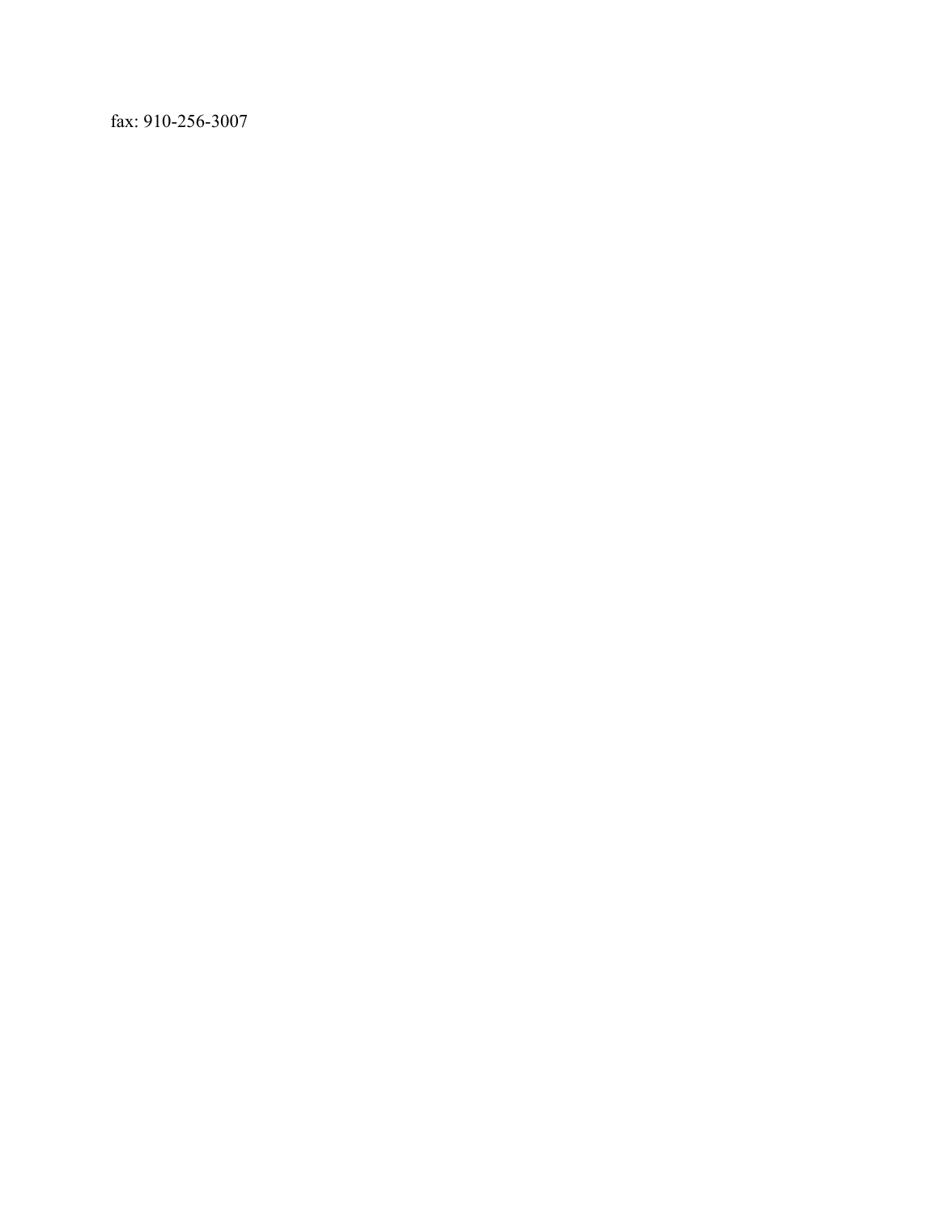fax: 910-256-3007